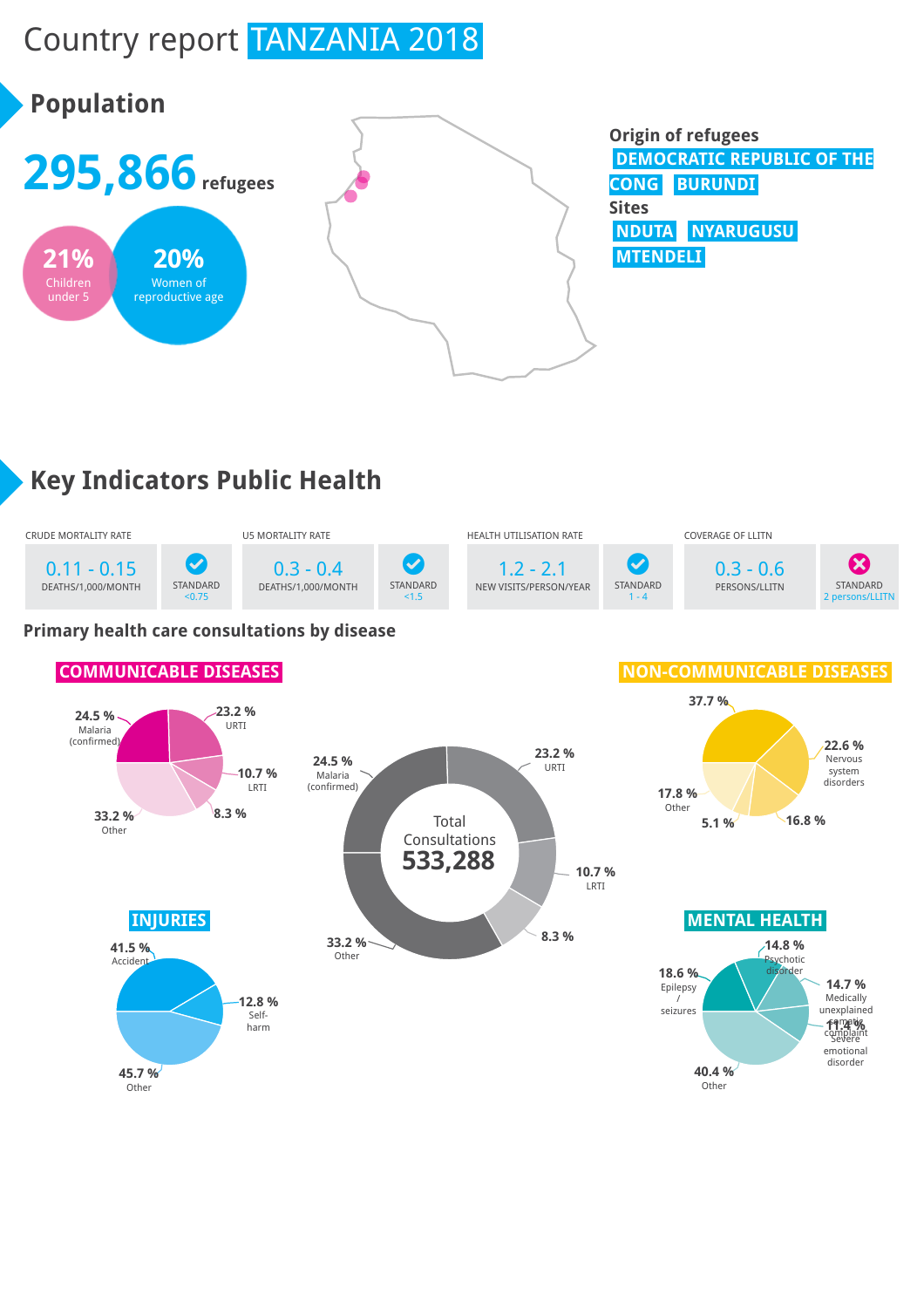# Country report TANZANIA 2018

## Population

**295,866** refugees

**21%** Children under 5

**20%** Women of reproductive age

**Origin of refugees**

DEMOCRATIC REPUBLIC OF THE CONG

BURUNDI

**Sites**

NDUTA

NYARUGUSU

MTENDELI

## Key Indicators Public Health

| CRUDE MORTALITY RATE | | U5 MORTALITY RATE | | HEALTH UTILISATION RATE | | COVERAGE OF LLITN | |
|---|---|---|---|---|---|---|---|
| 0.11 - 0.15 DEATHS/1,000/MONTH | STANDARD <0.75 ✓ | 0.3 - 0.4 DEATHS/1,000/MONTH | STANDARD <1.5 ✓ | 1.2 - 2.1 NEW VISITS/PERSON/YEAR | STANDARD 1 - 4 ✓ | 0.3 - 0.6 PERSONS/LLITN | STANDARD 2 persons/LLITN ✗ |

### Primary health care consultations by disease

**Total Consultations: 533,288**

| Disease | % |
|---|---|
| Malaria (confirmed) | 24.5 % |
| URTI | 23.2 % |
| LRTI | 10.7 % |
| (unlabelled) | 8.3 % |
| Other | 33.2 % |

**COMMUNICABLE DISEASES**

| Disease | % |
|---|---|
| Malaria (confirmed) | 24.5 % |
| URTI | 23.2 % |
| LRTI | 10.7 % |
| (unlabelled) | 8.3 % |
| Other | 33.2 % |

**NON-COMMUNICABLE DISEASES**

| Disease | % |
|---|---|
| (unlabelled) | 37.7 % |
| Nervous system disorders | 22.6 % |
| (unlabelled) | 16.8 % |
| (unlabelled) | 5.1 % |
| Other | 17.8 % |

**INJURIES**

| Injury | % |
|---|---|
| Accident | 41.5 % |
| Self-harm | 12.8 % |
| Other | 45.7 % |

**MENTAL HEALTH**

| Condition | % |
|---|---|
| Psychotic disorder | 14.8 % |
| Medically unexplained somatic complaint | 14.7 % |
| Severe emotional disorder | 11.4 % |
| Epilepsy / seizures | 18.6 % |
| Other | 40.4 % |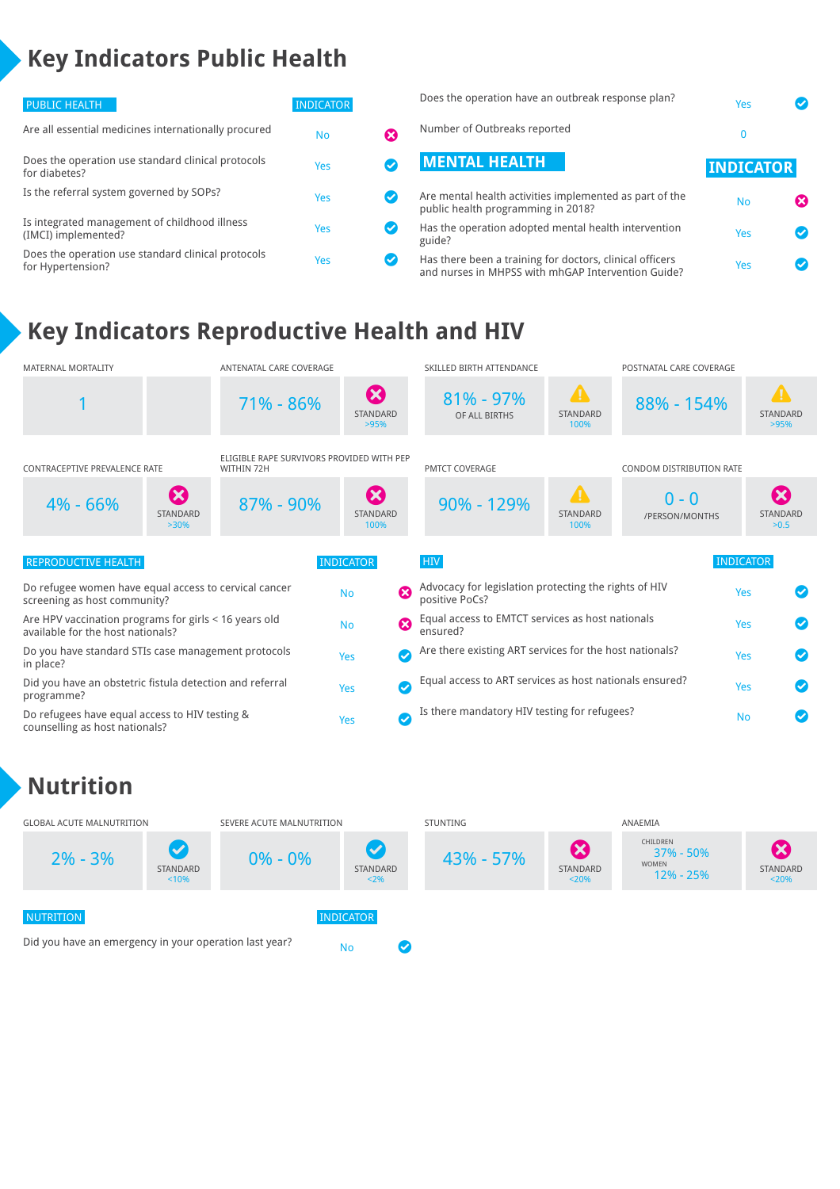# Key Indicators Public Health

| PUBLIC HEALTH | INDICATOR | |
|---|---|---|
| Are all essential medicines internationally procured | No | ✗ |
| Does the operation use standard clinical protocols for diabetes? | Yes | ✓ |
| Is the referral system governed by SOPs? | Yes | ✓ |
| Is integrated management of childhood illness (IMCI) implemented? | Yes | ✓ |
| Does the operation use standard clinical protocols for Hypertension? | Yes | ✓ |
| Does the operation have an outbreak response plan? | Yes | ✓ |
| Number of Outbreaks reported | 0 | |

| MENTAL HEALTH | INDICATOR | |
|---|---|---|
| Are mental health activities implemented as part of the public health programming in 2018? | No | ✗ |
| Has the operation adopted mental health intervention guide? | Yes | ✓ |
| Has there been a training for doctors, clinical officers and nurses in MHPSS with mhGAP Intervention Guide? | Yes | ✓ |

# Key Indicators Reproductive Health and HIV

| Indicator | Value | Status | Standard |
|---|---|---|---|
| MATERNAL MORTALITY | 1 | | |
| ANTENATAL CARE COVERAGE | 71% - 86% | ✗ | >95% |
| SKILLED BIRTH ATTENDANCE | 81% - 97% OF ALL BIRTHS | ⚠ | 100% |
| POSTNATAL CARE COVERAGE | 88% - 154% | ⚠ | >95% |
| CONTRACEPTIVE PREVALENCE RATE | 4% - 66% | ✗ | >30% |
| ELIGIBLE RAPE SURVIVORS PROVIDED WITH PEP WITHIN 72H | 87% - 90% | ✗ | 100% |
| PMTCT COVERAGE | 90% - 129% | ⚠ | 100% |
| CONDOM DISTRIBUTION RATE | 0 - 0 /PERSON/MONTHS | ✗ | >0.5 |

| REPRODUCTIVE HEALTH | INDICATOR | |
|---|---|---|
| Do refugee women have equal access to cervical cancer screening as host community? | No | ✗ |
| Are HPV vaccination programs for girls < 16 years old available for the host nationals? | No | ✗ |
| Do you have standard STIs case management protocols in place? | Yes | ✓ |
| Did you have an obstetric fistula detection and referral programme? | Yes | ✓ |
| Do refugees have equal access to HIV testing & counselling as host nationals? | Yes | ✓ |

| HIV | INDICATOR | |
|---|---|---|
| Advocacy for legislation protecting the rights of HIV positive PoCs? | Yes | ✓ |
| Equal access to EMTCT services as host nationals ensured? | Yes | ✓ |
| Are there existing ART services for the host nationals? | Yes | ✓ |
| Equal access to ART services as host nationals ensured? | Yes | ✓ |
| Is there mandatory HIV testing for refugees? | No | ✓ |

# Nutrition

| Indicator | Value | Status | Standard |
|---|---|---|---|
| GLOBAL ACUTE MALNUTRITION | 2% - 3% | ✓ | <10% |
| SEVERE ACUTE MALNUTRITION | 0% - 0% | ✓ | <2% |
| STUNTING | 43% - 57% | ✗ | <20% |
| ANAEMIA | CHILDREN 37% - 50%; WOMEN 12% - 25% | ✗ | <20% |

| NUTRITION | INDICATOR | |
|---|---|---|
| Did you have an emergency in your operation last year? | No | ✓ |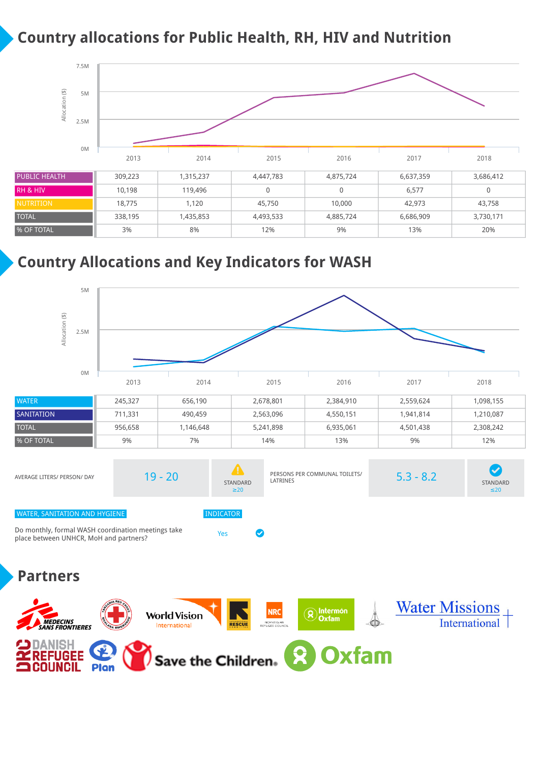## Country allocations for Public Health, RH, HIV and Nutrition

Allocation ($)

7.5M
5M
2.5M
0M

2013 2014 2015 2016 2017 2018

| | 2013 | 2014 | 2015 | 2016 | 2017 | 2018 |
|---|---|---|---|---|---|---|
| PUBLIC HEALTH | 309,223 | 1,315,237 | 4,447,783 | 4,875,724 | 6,637,359 | 3,686,412 |
| RH & HIV | 10,198 | 119,496 | 0 | 0 | 6,577 | 0 |
| NUTRITION | 18,775 | 1,120 | 45,750 | 10,000 | 42,973 | 43,758 |
| TOTAL | 338,195 | 1,435,853 | 4,493,533 | 4,885,724 | 6,686,909 | 3,730,171 |
| % OF TOTAL | 3% | 8% | 12% | 9% | 13% | 20% |

## Country Allocations and Key Indicators for WASH

Allocation ($)

5M
2.5M
0M

2013 2014 2015 2016 2017 2018

| | 2013 | 2014 | 2015 | 2016 | 2017 | 2018 |
|---|---|---|---|---|---|---|
| WATER | 245,327 | 656,190 | 2,678,801 | 2,384,910 | 2,559,624 | 1,098,155 |
| SANITATION | 711,331 | 490,459 | 2,563,096 | 4,550,151 | 1,941,814 | 1,210,087 |
| TOTAL | 956,658 | 1,146,648 | 5,241,898 | 6,935,061 | 4,501,438 | 2,308,242 |
| % OF TOTAL | 9% | 7% | 14% | 13% | 9% | 12% |

AVERAGE LITERS/ PERSON/ DAY: 19 - 20 — STANDARD ≥20

PERSONS PER COMMUNAL TOILETS/ LATRINES: 5.3 - 8.2 — STANDARD ≤20

| WATER, SANITATION AND HYGIENE | INDICATOR |
|---|---|
| Do monthly, formal WASH coordination meetings take place between UNHCR, MoH and partners? | Yes |

## Partners

Medecins Sans Frontieres, Tanzania Red Cross, World Vision International, International Rescue Committee, NRC Norwegian Refugee Council, Intermón Oxfam, Water Missions International, Danish Refugee Council, Plan, Save the Children, Oxfam